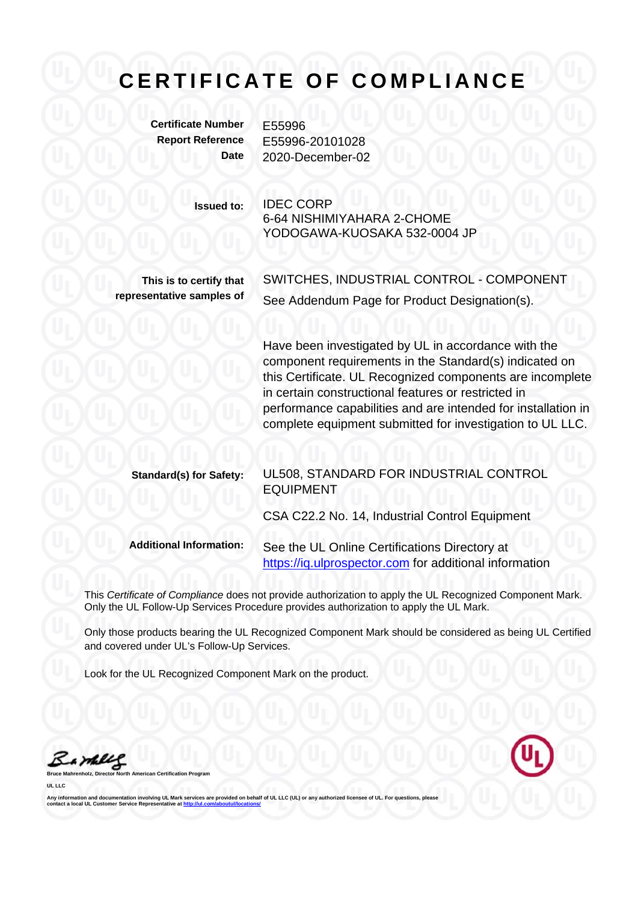# CERTIFICATE OF COMPLIANCE

**Certificate Number** E55996
**Report Reference** E55996-20101028
**Date** 2020-December-02

**Issued to:** IDEC CORP
6-64 NISHIMIYAHARA 2-CHOME
YODOGAWA-KUOSAKA 532-0004 JP

**This is to certify that representative samples of** SWITCHES, INDUSTRIAL CONTROL - COMPONENT
See Addendum Page for Product Designation(s).

Have been investigated by UL in accordance with the component requirements in the Standard(s) indicated on this Certificate. UL Recognized components are incomplete in certain constructional features or restricted in performance capabilities and are intended for installation in complete equipment submitted for investigation to UL LLC.

**Standard(s) for Safety:** UL508, STANDARD FOR INDUSTRIAL CONTROL EQUIPMENT

CSA C22.2 No. 14, Industrial Control Equipment

**Additional Information:** See the UL Online Certifications Directory at https://iq.ulprospector.com for additional information

This *Certificate of Compliance* does not provide authorization to apply the UL Recognized Component Mark. Only the UL Follow-Up Services Procedure provides authorization to apply the UL Mark.

Only those products bearing the UL Recognized Component Mark should be considered as being UL Certified and covered under UL's Follow-Up Services.

Look for the UL Recognized Component Mark on the product.

Bruce Mahrenholz, Director North American Certification Program

UL LLC

Any information and documentation involving UL Mark services are provided on behalf of UL LLC (UL) or any authorized licensee of UL. For questions, please contact a local UL Customer Service Representative at http://ul.com/aboutul/locations/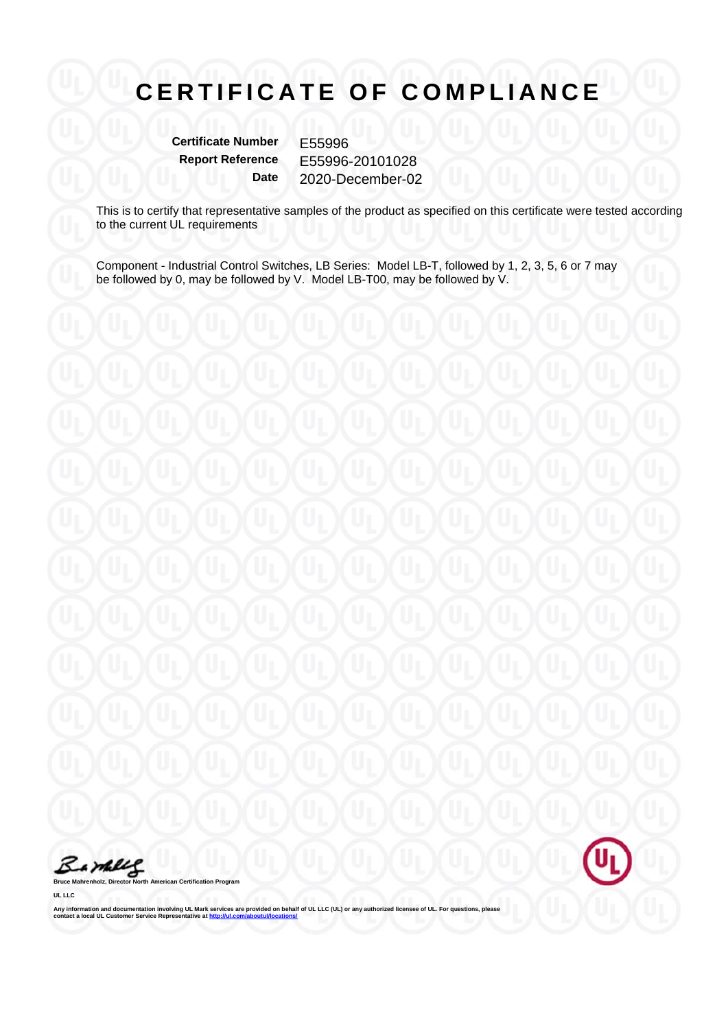# CERTIFICATE OF COMPLIANCE

**Certificate Number** E55996
**Report Reference** E55996-20101028
**Date** 2020-December-02

This is to certify that representative samples of the product as specified on this certificate were tested according to the current UL requirements

Component - Industrial Control Switches, LB Series: Model LB-T, followed by 1, 2, 3, 5, 6 or 7 may be followed by 0, may be followed by V. Model LB-T00, may be followed by V.

**Bruce Mahrenholz, Director North American Certification Program**

**UL LLC**

**Any information and documentation involving UL Mark services are provided on behalf of UL LLC (UL) or any authorized licensee of UL. For questions, please contact a local UL Customer Service Representative at http://ul.com/aboutul/locations/**